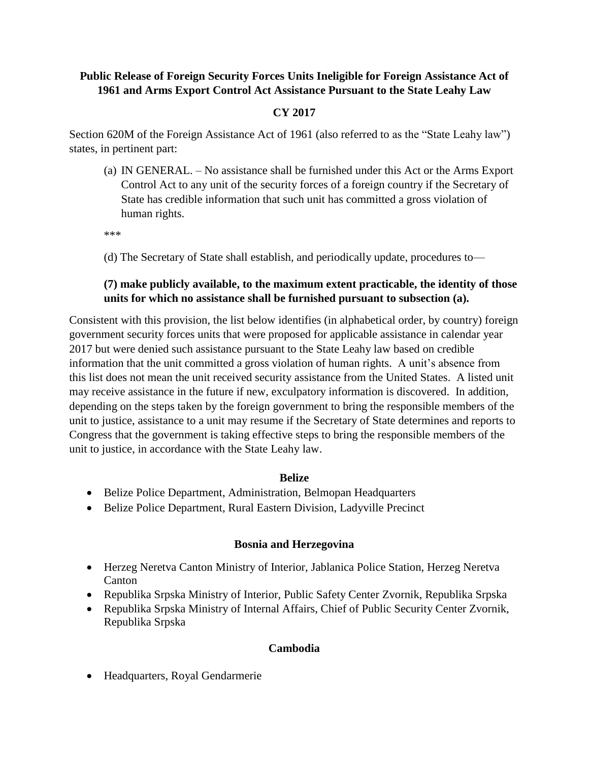**Public Release of Foreign Security Forces Units Ineligible for Foreign Assistance Act of 1961 and Arms Export Control Act Assistance Pursuant to the State Leahy Law**

**CY 2017**

Section 620M of the Foreign Assistance Act of 1961 (also referred to as the "State Leahy law") states, in pertinent part:

> (a) IN GENERAL. – No assistance shall be furnished under this Act or the Arms Export Control Act to any unit of the security forces of a foreign country if the Secretary of State has credible information that such unit has committed a gross violation of human rights.
>
> ***
>
> (d) The Secretary of State shall establish, and periodically update, procedures to—
>
> **(7) make publicly available, to the maximum extent practicable, the identity of those units for which no assistance shall be furnished pursuant to subsection (a).**

Consistent with this provision, the list below identifies (in alphabetical order, by country) foreign government security forces units that were proposed for applicable assistance in calendar year 2017 but were denied such assistance pursuant to the State Leahy law based on credible information that the unit committed a gross violation of human rights. A unit's absence from this list does not mean the unit received security assistance from the United States. A listed unit may receive assistance in the future if new, exculpatory information is discovered. In addition, depending on the steps taken by the foreign government to bring the responsible members of the unit to justice, assistance to a unit may resume if the Secretary of State determines and reports to Congress that the government is taking effective steps to bring the responsible members of the unit to justice, in accordance with the State Leahy law.

**Belize**

- Belize Police Department, Administration, Belmopan Headquarters
- Belize Police Department, Rural Eastern Division, Ladyville Precinct

**Bosnia and Herzegovina**

- Herzeg Neretva Canton Ministry of Interior, Jablanica Police Station, Herzeg Neretva Canton
- Republika Srpska Ministry of Interior, Public Safety Center Zvornik, Republika Srpska
- Republika Srpska Ministry of Internal Affairs, Chief of Public Security Center Zvornik, Republika Srpska

**Cambodia**

- Headquarters, Royal Gendarmerie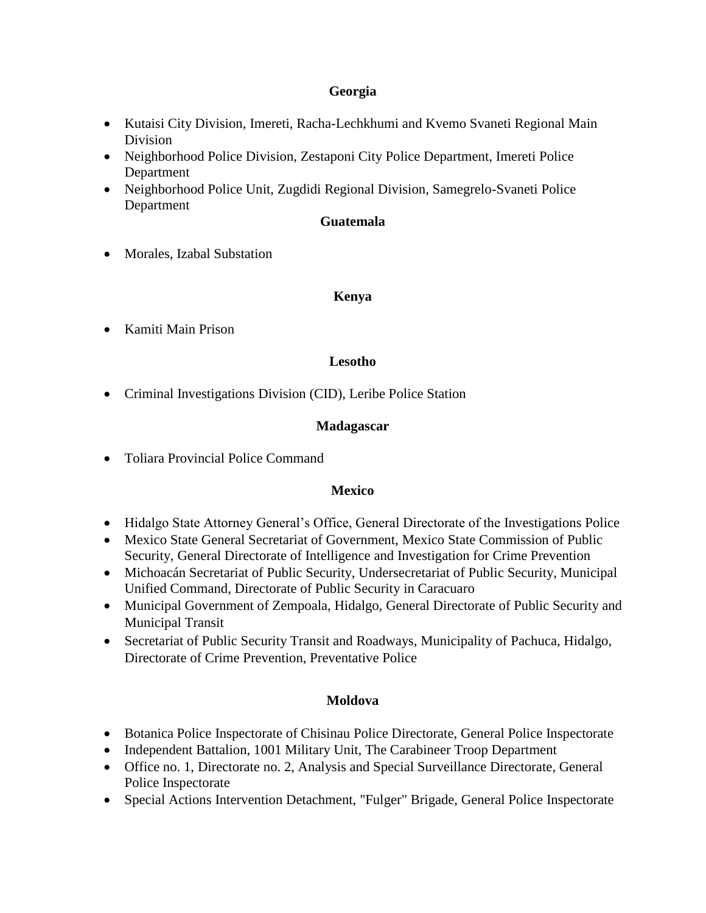**Georgia**

- Kutaisi City Division, Imereti, Racha-Lechkhumi and Kvemo Svaneti Regional Main Division
- Neighborhood Police Division, Zestaponi City Police Department, Imereti Police Department
- Neighborhood Police Unit, Zugdidi Regional Division, Samegrelo-Svaneti Police Department

**Guatemala**

- Morales, Izabal Substation

**Kenya**

- Kamiti Main Prison

**Lesotho**

- Criminal Investigations Division (CID), Leribe Police Station

**Madagascar**

- Toliara Provincial Police Command

**Mexico**

- Hidalgo State Attorney General's Office, General Directorate of the Investigations Police
- Mexico State General Secretariat of Government, Mexico State Commission of Public Security, General Directorate of Intelligence and Investigation for Crime Prevention
- Michoacán Secretariat of Public Security, Undersecretariat of Public Security, Municipal Unified Command, Directorate of Public Security in Caracuaro
- Municipal Government of Zempoala, Hidalgo, General Directorate of Public Security and Municipal Transit
- Secretariat of Public Security Transit and Roadways, Municipality of Pachuca, Hidalgo, Directorate of Crime Prevention, Preventative Police

**Moldova**

- Botanica Police Inspectorate of Chisinau Police Directorate, General Police Inspectorate
- Independent Battalion, 1001 Military Unit, The Carabineer Troop Department
- Office no. 1, Directorate no. 2, Analysis and Special Surveillance Directorate, General Police Inspectorate
- Special Actions Intervention Detachment, "Fulger" Brigade, General Police Inspectorate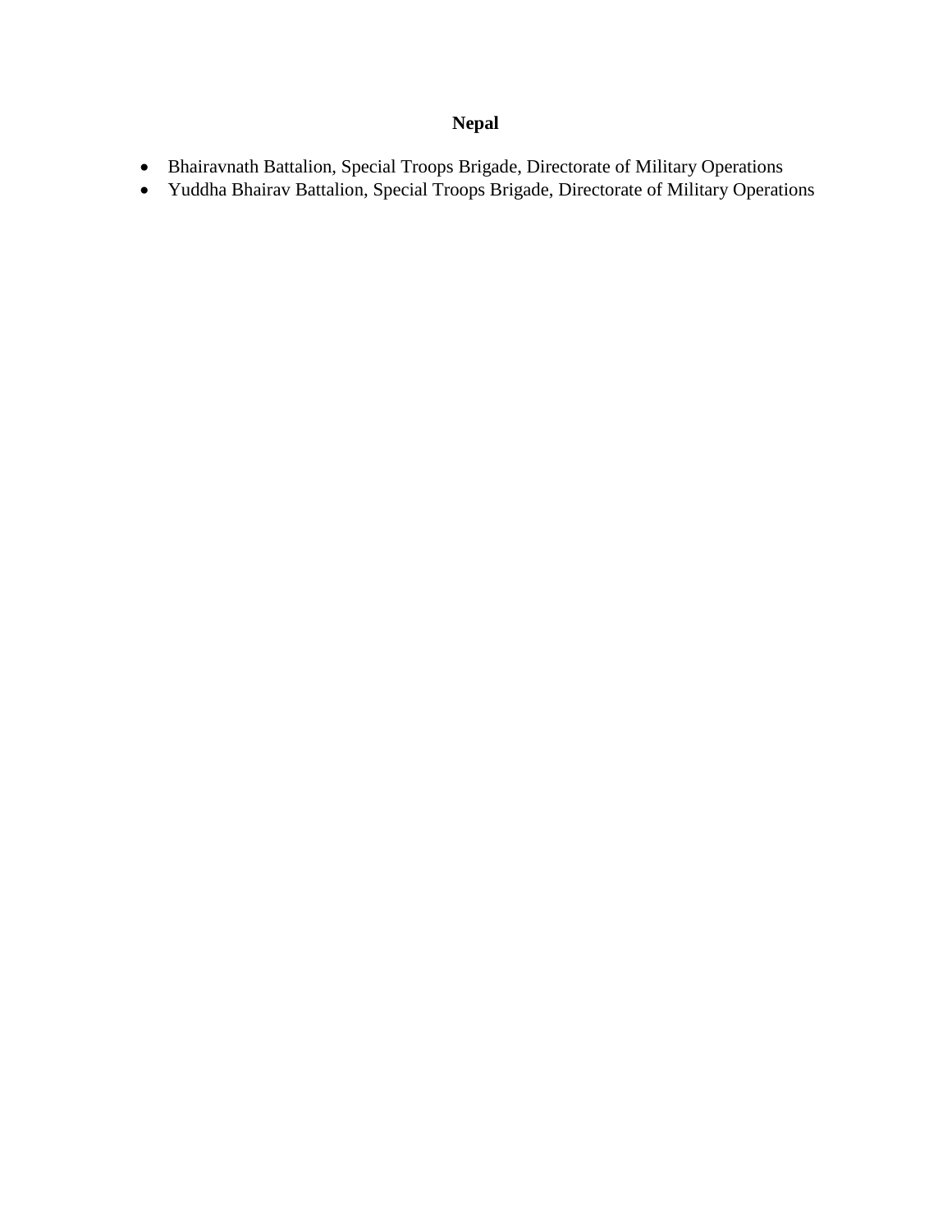## Nepal

- Bhairavnath Battalion, Special Troops Brigade, Directorate of Military Operations
- Yuddha Bhairav Battalion, Special Troops Brigade, Directorate of Military Operations